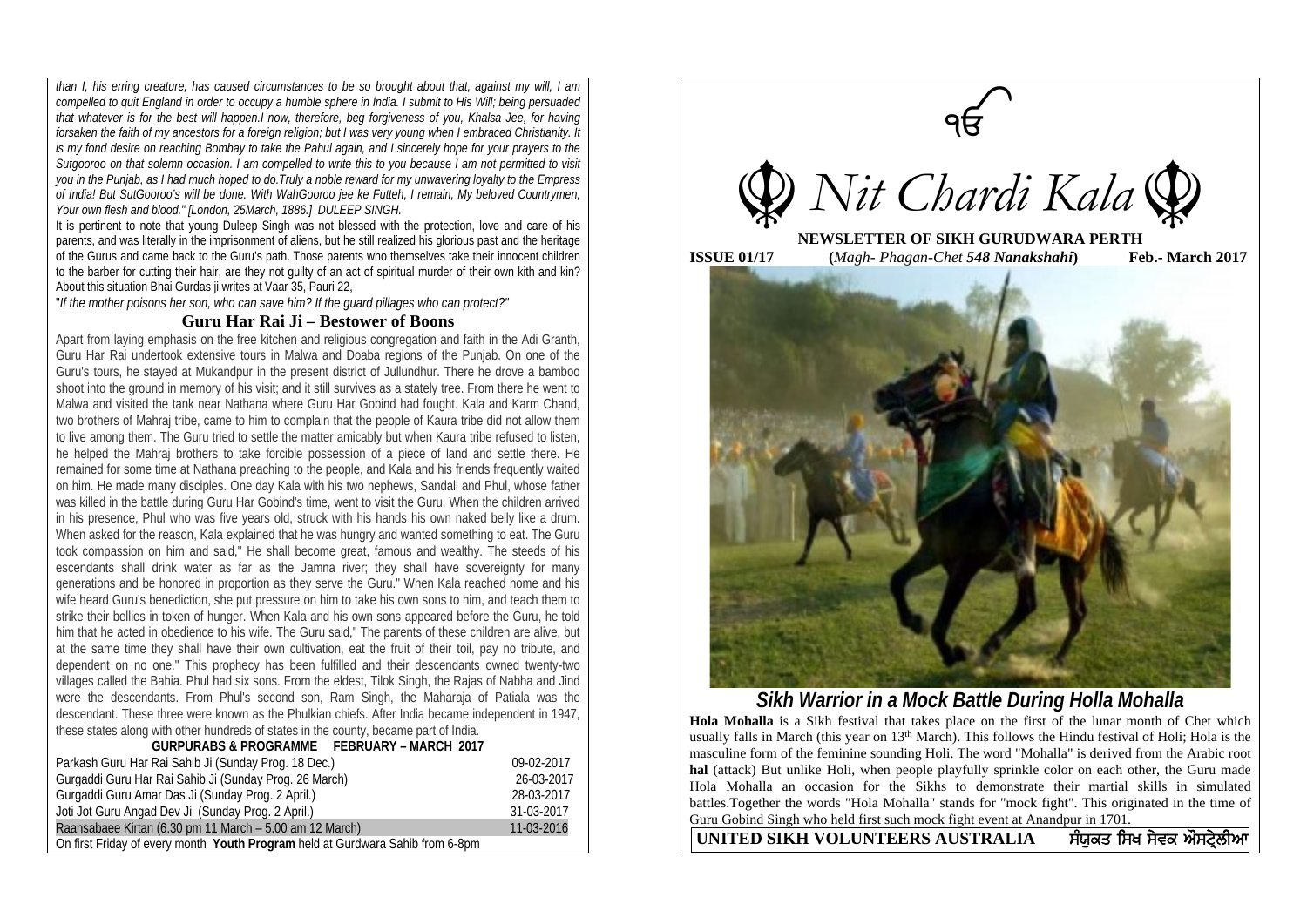*than I, his erring creature, has caused circumstances to be so brought about that, against my will, I am compelled to quit England in order to occupy a humble sphere in India. I submit to His Will; being persuaded that whatever is for the best will happen.I now, therefore, beg forgiveness of you, Khalsa Jee, for having forsaken the faith of my ancestors for a foreign religion; but I was very young when I embraced Christianity. It is my fond desire on reaching Bombay to take the Pahul again, and I sincerely hope for your prayers to the Sutgooroo on that solemn occasion. I am compelled to write this to you because I am not permitted to visit you in the Punjab, as I had much hoped to do.Truly a noble reward for my unwavering loyalty to the Empress of India! But SutGooroo's will be done. With WahGooroo jee ke Futteh, I remain, My beloved Countrymen, Your own flesh and blood." [London, 25March, 1886.] DULEEP SINGH.*

It is pertinent to note that young Duleep Singh was not blessed with the protection, love and care of his parents, and was literally in the imprisonment of aliens, but he still realized his glorious past and the heritage of the Gurus and came back to the Guru's path. Those parents who themselves take their innocent children to the barber for cutting their hair, are they not guilty of an act of spiritual murder of their own kith and kin? About this situation Bhai Gurdas ji writes at Vaar 35, Pauri 22,

"*If the mother poisons her son, who can save him? If the guard pillages who can protect?*"

## Guru Har Rai Ji – Bestower of Boons

Apart from laying emphasis on the free kitchen and religious congregation and faith in the Adi Granth, Guru Har Rai undertook extensive tours in Malwa and Doaba regions of the Punjab. On one of the Guru's tours, he stayed at Mukandpur in the present district of Jullundhur. There he drove a bamboo shoot into the ground in memory of his visit; and it still survives as a stately tree. From there he went to Malwa and visited the tank near Nathana where Guru Har Gobind had fought. Kala and Karm Chand, two brothers of Mahraj tribe, came to him to complain that the people of Kaura tribe did not allow them to live among them. The Guru tried to settle the matter amicably but when Kaura tribe refused to listen, he helped the Mahraj brothers to take forcible possession of a piece of land and settle there. He remained for some time at Nathana preaching to the people, and Kala and his friends frequently waited on him. He made many disciples. One day Kala with his two nephews, Sandali and Phul, whose father was killed in the battle during Guru Har Gobind's time, went to visit the Guru. When the children arrived in his presence, Phul who was five years old, struck with his hands his own naked belly like a drum. When asked for the reason, Kala explained that he was hungry and wanted something to eat. The Guru took compassion on him and said," He shall become great, famous and wealthy. The steeds of his escendants shall drink water as far as the Jamna river; they shall have sovereignty for many generations and be honored in proportion as they serve the Guru." When Kala reached home and his wife heard Guru's benediction, she put pressure on him to take his own sons to him, and teach them to strike their bellies in token of hunger. When Kala and his own sons appeared before the Guru, he told him that he acted in obedience to his wife. The Guru said," The parents of these children are alive, but at the same time they shall have their own cultivation, eat the fruit of their toil, pay no tribute, and dependent on no one." This prophecy has been fulfilled and their descendants owned twenty-two villages called the Bahia. Phul had six sons. From the eldest, Tilok Singh, the Rajas of Nabha and Jind were the descendants. From Phul's second son, Ram Singh, the Maharaja of Patiala was the descendant. These three were known as the Phulkian chiefs. After India became independent in 1947, these states along with other hundreds of states in the county, became part of India.

### GURPURABS & PROGRAMME FEBRUARY – MARCH 2017

| | |
|---|---|
| Parkash Guru Har Rai Sahib Ji (Sunday Prog. 18 Dec.) | 09-02-2017 |
| Gurgaddi Guru Har Rai Sahib Ji (Sunday Prog. 26 March) | 26-03-2017 |
| Gurgaddi Guru Amar Das Ji (Sunday Prog. 2 April.) | 28-03-2017 |
| Joti Jot Guru Angad Dev Ji (Sunday Prog. 2 April.) | 31-03-2017 |
| Raansabaee Kirtan (6.30 pm 11 March – 5.00 am 12 March) | 11-03-2016 |
| On first Friday of every month **Youth Program** held at Gurdwara Sahib from 6-8pm | |

ੴ

# Nit Chardi Kala

**NEWSLETTER OF SIKH GURUDWARA PERTH**

**ISSUE 01/17** (*Magh- Phagan-Chet* ***548 Nanakshahi***) **Feb.- March 2017**

***Sikh Warrior in a Mock Battle During Holla Mohalla***

**Hola Mohalla** is a Sikh festival that takes place on the first of the lunar month of Chet which usually falls in March (this year on 13th March). This follows the Hindu festival of Holi; Hola is the masculine form of the feminine sounding Holi. The word "Mohalla" is derived from the Arabic root **hal** (attack) But unlike Holi, when people playfully sprinkle color on each other, the Guru made Hola Mohalla an occasion for the Sikhs to demonstrate their martial skills in simulated battles.Together the words "Hola Mohalla" stands for "mock fight". This originated in the time of Guru Gobind Singh who held first such mock fight event at Anandpur in 1701.

**UNITED SIKH VOLUNTEERS AUSTRALIA** ਸੰਯੁਕਤ ਸਿਖ ਸੇਵਕ ਔਸਟ੍ਰੇਲੀਆ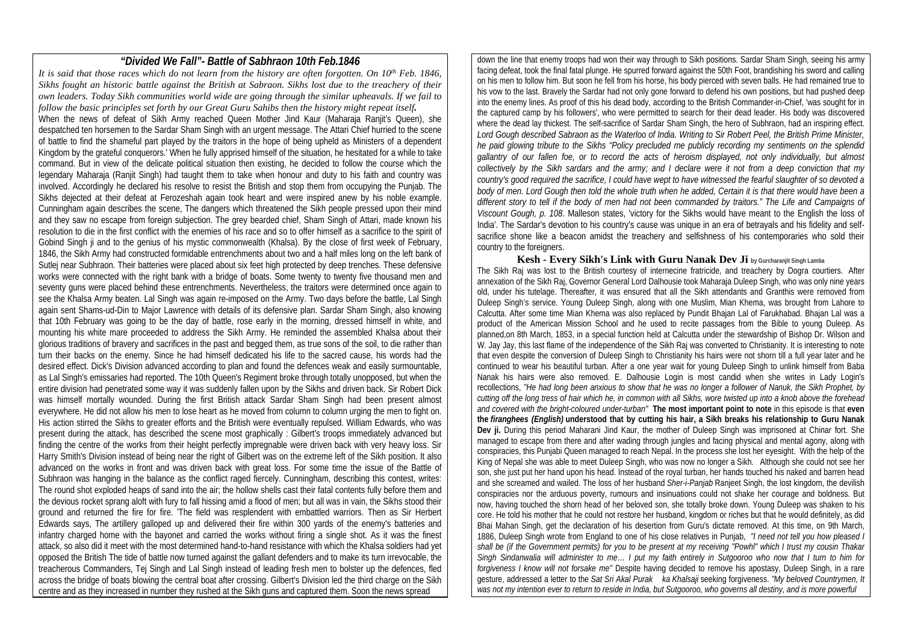## *"Divided We Fall"- Battle of Sabhraon 10th Feb.1846*

*It is said that those races which do not learn from the history are often forgotten. On 10th Feb. 1846, Sikhs fought an historic battle against the British at Sabraon. Sikhs lost due to the treachery of their own leaders. Today Sikh communities world wide are going through the similar upheavals. If we fail to follow the basic principles set forth by our Great Guru Sahibs then the history might repeat itself.*

When the news of defeat of Sikh Army reached Queen Mother Jind Kaur (Maharaja Ranjit's Queen), she despatched ten horsemen to the Sardar Sham Singh with an urgent message. The Attari Chief hurried to the scene of battle to find the shameful part played by the traitors in the hope of being upheld as Ministers of a dependent Kingdom by the grateful conquerors.' When he fully apprised himself of the situation, he hesitated for a while to take command. But in view of the delicate political situation then existing, he decided to follow the course which the legendary Maharaja (Ranjit Singh) had taught them to take when honour and duty to his faith and country was involved. Accordingly he declared his resolve to resist the British and stop them from occupying the Punjab. The Sikhs dejected at their defeat at Ferozeshah again took heart and were inspired anew by his noble example. Cunningham again describes the scene, The dangers which threatened the Sikh people pressed upon their mind and they saw no escape from foreign subjection. The grey bearded chief, Sham Singh of Attari, made known his resolution to die in the first conflict with the enemies of his race and so to offer himself as a sacrifice to the spirit of Gobind Singh ji and to the genius of his mystic commonwealth (Khalsa). By the close of first week of February, 1846, the Sikh Army had constructed formidable entrenchments about two and a half miles long on the left bank of Sutlej near Subhraon. Their batteries were placed about six feet high protected by deep trenches. These defensive works were connected with the right bank with a bridge of boats. Some twenty to twenty five thousand men and seventy guns were placed behind these entrenchments. Nevertheless, the traitors were determined once again to see the Khalsa Army beaten. Lal Singh was again re-imposed on the Army. Two days before the battle, Lal Singh again sent Shams-ud-Din to Major Lawrence with details of its defensive plan. Sardar Sham Singh, also knowing that 10th February was going to be the day of battle, rose early in the morning, dressed himself in white, and mounting his white mare proceeded to address the Sikh Army. He reminded the assembled Khalsa about their glorious traditions of bravery and sacrifices in the past and begged them, as true sons of the soil, to die rather than turn their backs on the enemy. Since he had himself dedicated his life to the sacred cause, his words had the desired effect. Dick's Division advanced according to plan and found the defences weak and easily surmountable, as Lal Singh's emissaries had reported. The 10th Queen's Regiment broke through totally unopposed, but when the entire division had penetrated some way it was suddenly fallen upon by the Sikhs and driven back. Sir Robert Dick was himself mortally wounded. During the first British attack Sardar Sham Singh had been present almost everywhere. He did not allow his men to lose heart as he moved from column to column urging the men to fight on. His action stirred the Sikhs to greater efforts and the British were eventually repulsed. William Edwards, who was present during the attack, has described the scene most graphically : Gilbert's troops immediately advanced but finding the centre of the works from their height perfectly impregnable were driven back with very heavy loss. Sir Harry Smith's Division instead of being near the right of Gilbert was on the extreme left of the Sikh position. It also advanced on the works in front and was driven back with great loss. For some time the issue of the Battle of Subhraon was hanging in the balance as the conflict raged fiercely. Cunningham, describing this contest, writes: The round shot exploded heaps of sand into the air; the hollow shells cast their fatal contents fully before them and the devious rocket sprang aloft with fury to fall hissing amid a flood of men; but all was in vain, the Sikhs stood their ground and returned the fire for fire. 'The field was resplendent with embattled warriors. Then as Sir Herbert Edwards says, The artillery galloped up and delivered their fire within 300 yards of the enemy's batteries and infantry charged home with the bayonet and carried the works without firing a single shot. As it was the finest attack, so also did it meet with the most determined hand-to-hand resistance with which the Khalsa soldiers had yet opposed the British The tide of battle now turned against the gallant defenders and to make its turn irrevocable, the treacherous Commanders, Tej Singh and Lal Singh instead of leading fresh men to bolster up the defences, fled across the bridge of boats blowing the central boat after crossing. Gilbert's Division led the third charge on the Sikh centre and as they increased in number they rushed at the Sikh guns and captured them. Soon the news spread down the line that enemy troops had won their way through to Sikh positions. Sardar Sham Singh, seeing his army facing defeat, took the final fatal plunge. He spurred forward against the 50th Foot, brandishing his sword and calling on his men to follow him. But soon he fell from his horse, his body pierced with seven balls. He had remained true to his vow to the last. Bravely the Sardar had not only gone forward to defend his own positions, but had pushed deep into the enemy lines. As proof of this his dead body, according to the British Commander-in-Chief, 'was sought for in the captured camp by his followers', who were permitted to search for their dead leader. His body was discovered where the dead lay thickest. The self-sacrifice of Sardar Sham Singh, the hero of Subhraon, had an inspiring effect. *Lord Gough described Sabraon as the Waterloo of India. Writing to Sir Robert Peel, the British Prime Minister, he paid glowing tribute to the Sikhs "Policy precluded me publicly recording my sentiments on the splendid gallantry of our fallen foe, or to record the acts of heroism displayed, not only individually, but almost collectively by the Sikh sardars and the army; and I declare were it not from a deep conviction that my country's good required the sacrifice, I could have wept to have witnessed the fearful slaughter of so devoted a body of men. Lord Gough then told the whole truth when he added, Certain it is that there would have been a different story to tell if the body of men had not been commanded by traitors." The Life and Campaigns of Viscount Gough, p. 108*. Malleson states, 'victory for the Sikhs would have meant to the English the loss of India'. The Sardar's devotion to his country's cause was unique in an era of betrayals and his fidelity and self-sacrifice shone like a beacon amidst the treachery and selfishness of his contemporaries who sold their country to the foreigners.

### Kesh - Every Sikh's Link with Guru Nanak Dev Ji by Gurcharanjit Singh Lamba

The Sikh Raj was lost to the British courtesy of internecine fratricide, and treachery by Dogra courtiers. After annexation of the Sikh Raj, Governor General Lord Dalhousie took Maharaja Duleep Singh, who was only nine years old, under his tutelage. Thereafter, it was ensured that all the Sikh attendants and Granthis were removed from Duleep Singh's service. Young Duleep Singh, along with one Muslim, Mian Khema, was brought from Lahore to Calcutta. After some time Mian Khema was also replaced by Pundit Bhajan Lal of Farukhabad. Bhajan Lal was a product of the American Mission School and he used to recite passages from the Bible to young Duleep. As planned,on 8th March, 1853, in a special function held at Calcutta under the stewardship of Bishop Dr. Wilson and W. Jay Jay, this last flame of the independence of the Sikh Raj was converted to Christianity. It is interesting to note that even despite the conversion of Duleep Singh to Christianity his hairs were not shorn till a full year later and he continued to wear his beautiful turban. After a one year wait for young Duleep Singh to unlink himself from Baba Nanak his hairs were also removed. E. Dalhousie Login is most candid when she writes in Lady Login's recollections, *"He had long been anxious to show that he was no longer a follower of Nanuk, the Sikh Prophet, by cutting off the long tress of hair which he, in common with all Sikhs, wore twisted up into a knob above the forehead and covered with the bright-coloured under-turban"* **The most important point to note** in this episode is that **even the *firanghees (English)* understood that by cutting his hair, a Sikh breaks his relationship to Guru Nanak Dev ji.** During this period Maharani Jind Kaur, the mother of Duleep Singh was imprisoned at Chinar fort. She managed to escape from there and after wading through jungles and facing physical and mental agony, along with conspiracies, this Punjabi Queen managed to reach Nepal. In the process she lost her eyesight. With the help of the King of Nepal she was able to meet Duleep Singh, who was now no longer a Sikh. Although she could not see her son, she just put her hand upon his head. Instead of the royal turban, her hands touched his naked and barren head and she screamed and wailed. The loss of her husband *Sher-i-Panjab* Ranjeet Singh, the lost kingdom, the devilish conspiracies nor the arduous poverty, rumours and insinuations could not shake her courage and boldness. But now, having touched the shorn head of her beloved son, she totally broke down. Young Duleep was shaken to his core. He told his mother that he could not restore her husband, kingdom or riches but that he would definitely, as did Bhai Mahan Singh, get the declaration of his desertion from Guru's dictate removed. At this time, on 9th March, 1886, Duleep Singh wrote from England to one of his close relatives in Punjab, *"I need not tell you how pleased I shall be (if the Government permits) for you to be present at my receiving "Powhl" which I trust my cousin Thakar Singh Sindanwalia will administer to me… I put my faith entirely in Sutgooroo who now that I turn to him for forgiveness I know will not forsake me"* Despite having decided to remove his apostasy, Duleep Singh, in a rare gesture, addressed a letter to the *Sat Sri Akal Purak ka Khalsaji* seeking forgiveness. *"My beloved Countrymen, It was not my intention ever to return to reside in India, but Sutgooroo, who governs all destiny, and is more powerful*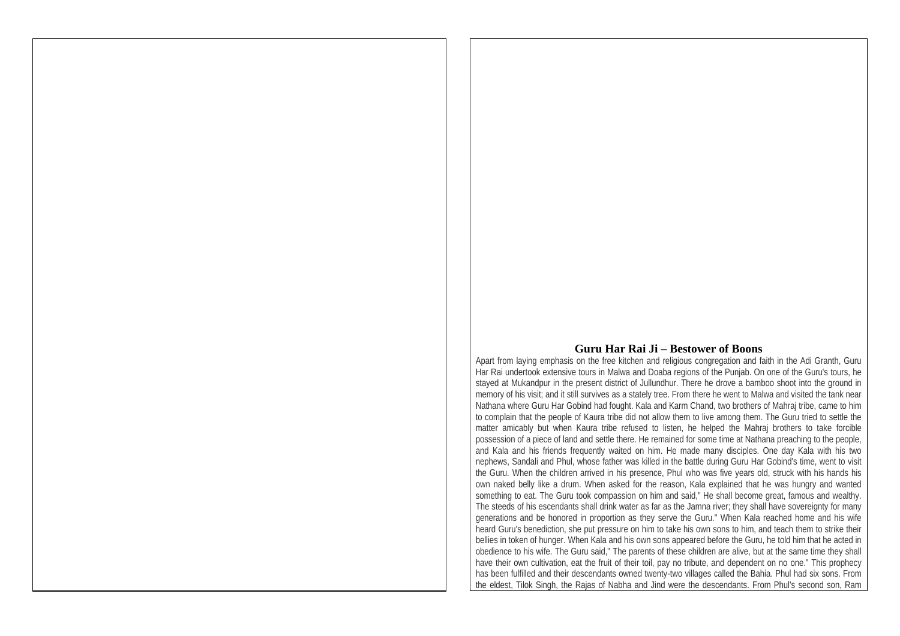## Guru Har Rai Ji – Bestower of Boons

Apart from laying emphasis on the free kitchen and religious congregation and faith in the Adi Granth, Guru Har Rai undertook extensive tours in Malwa and Doaba regions of the Punjab. On one of the Guru's tours, he stayed at Mukandpur in the present district of Jullundhur. There he drove a bamboo shoot into the ground in memory of his visit; and it still survives as a stately tree. From there he went to Malwa and visited the tank near Nathana where Guru Har Gobind had fought. Kala and Karm Chand, two brothers of Mahraj tribe, came to him to complain that the people of Kaura tribe did not allow them to live among them. The Guru tried to settle the matter amicably but when Kaura tribe refused to listen, he helped the Mahraj brothers to take forcible possession of a piece of land and settle there. He remained for some time at Nathana preaching to the people, and Kala and his friends frequently waited on him. He made many disciples. One day Kala with his two nephews, Sandali and Phul, whose father was killed in the battle during Guru Har Gobind's time, went to visit the Guru. When the children arrived in his presence, Phul who was five years old, struck with his hands his own naked belly like a drum. When asked for the reason, Kala explained that he was hungry and wanted something to eat. The Guru took compassion on him and said," He shall become great, famous and wealthy. The steeds of his escendants shall drink water as far as the Jamna river; they shall have sovereignty for many generations and be honored in proportion as they serve the Guru." When Kala reached home and his wife heard Guru's benediction, she put pressure on him to take his own sons to him, and teach them to strike their bellies in token of hunger. When Kala and his own sons appeared before the Guru, he told him that he acted in obedience to his wife. The Guru said," The parents of these children are alive, but at the same time they shall have their own cultivation, eat the fruit of their toil, pay no tribute, and dependent on no one." This prophecy has been fulfilled and their descendants owned twenty-two villages called the Bahia. Phul had six sons. From the eldest, Tilok Singh, the Rajas of Nabha and Jind were the descendants. From Phul's second son, Ram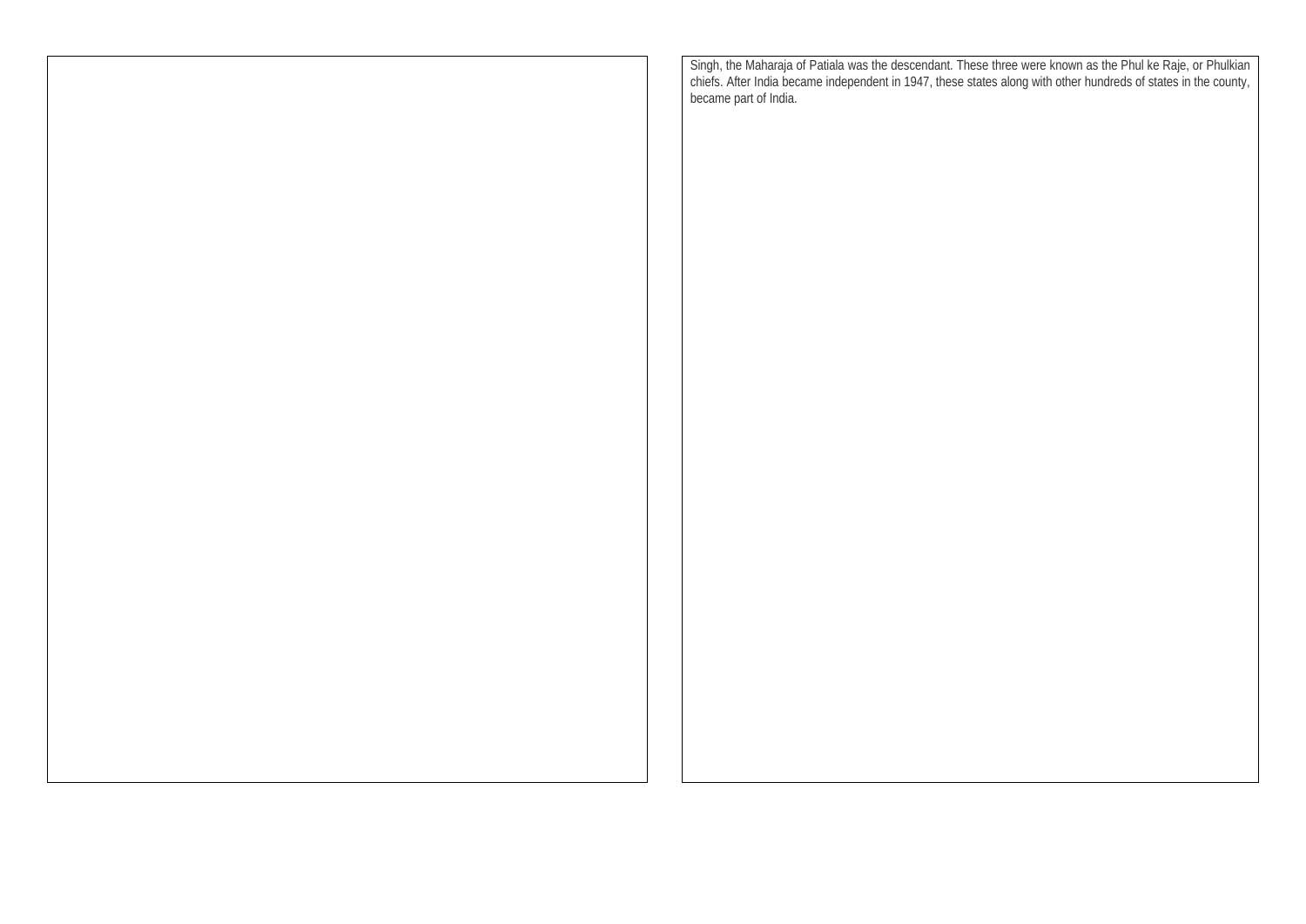Singh, the Maharaja of Patiala was the descendant. These three were known as the Phul ke Raje, or Phulkian chiefs. After India became independent in 1947, these states along with other hundreds of states in the county, became part of India.